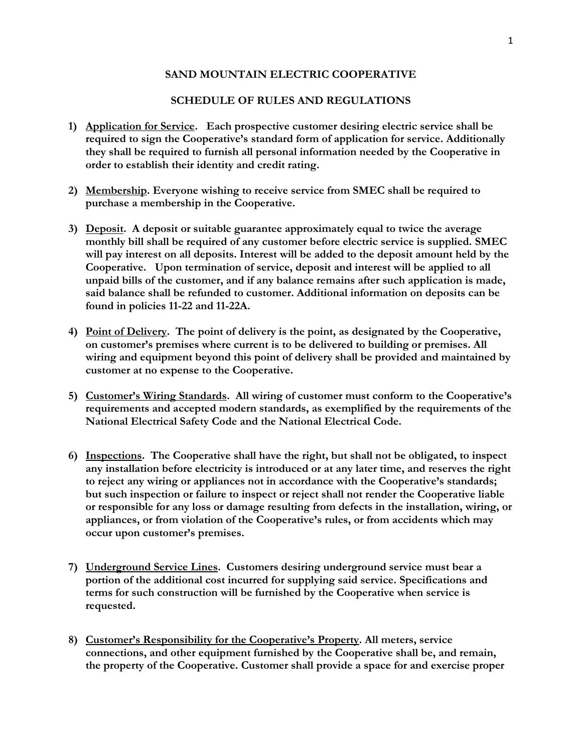# SAND MOUNTAIN ELECTRIC COOPERATIVE

## SCHEDULE OF RULES AND REGULATIONS

1) **<u>Application for Service</u>. Each prospective customer desiring electric service shall be required to sign the Cooperative's standard form of application for service. Additionally they shall be required to furnish all personal information needed by the Cooperative in order to establish their identity and credit rating.**

2) **<u>Membership</u>. Everyone wishing to receive service from SMEC shall be required to purchase a membership in the Cooperative.**

3) **<u>Deposit</u>. A deposit or suitable guarantee approximately equal to twice the average monthly bill shall be required of any customer before electric service is supplied. SMEC will pay interest on all deposits. Interest will be added to the deposit amount held by the Cooperative. Upon termination of service, deposit and interest will be applied to all unpaid bills of the customer, and if any balance remains after such application is made, said balance shall be refunded to customer. Additional information on deposits can be found in policies 11-22 and 11-22A.**

4) **<u>Point of Delivery</u>. The point of delivery is the point, as designated by the Cooperative, on customer's premises where current is to be delivered to building or premises. All wiring and equipment beyond this point of delivery shall be provided and maintained by customer at no expense to the Cooperative.**

5) **<u>Customer's Wiring Standards</u>. All wiring of customer must conform to the Cooperative's requirements and accepted modern standards, as exemplified by the requirements of the National Electrical Safety Code and the National Electrical Code.**

6) **<u>Inspections</u>. The Cooperative shall have the right, but shall not be obligated, to inspect any installation before electricity is introduced or at any later time, and reserves the right to reject any wiring or appliances not in accordance with the Cooperative's standards; but such inspection or failure to inspect or reject shall not render the Cooperative liable or responsible for any loss or damage resulting from defects in the installation, wiring, or appliances, or from violation of the Cooperative's rules, or from accidents which may occur upon customer's premises.**

7) **<u>Underground Service Lines</u>. Customers desiring underground service must bear a portion of the additional cost incurred for supplying said service. Specifications and terms for such construction will be furnished by the Cooperative when service is requested.**

8) **<u>Customer's Responsibility for the Cooperative's Property</u>. All meters, service connections, and other equipment furnished by the Cooperative shall be, and remain, the property of the Cooperative. Customer shall provide a space for and exercise proper**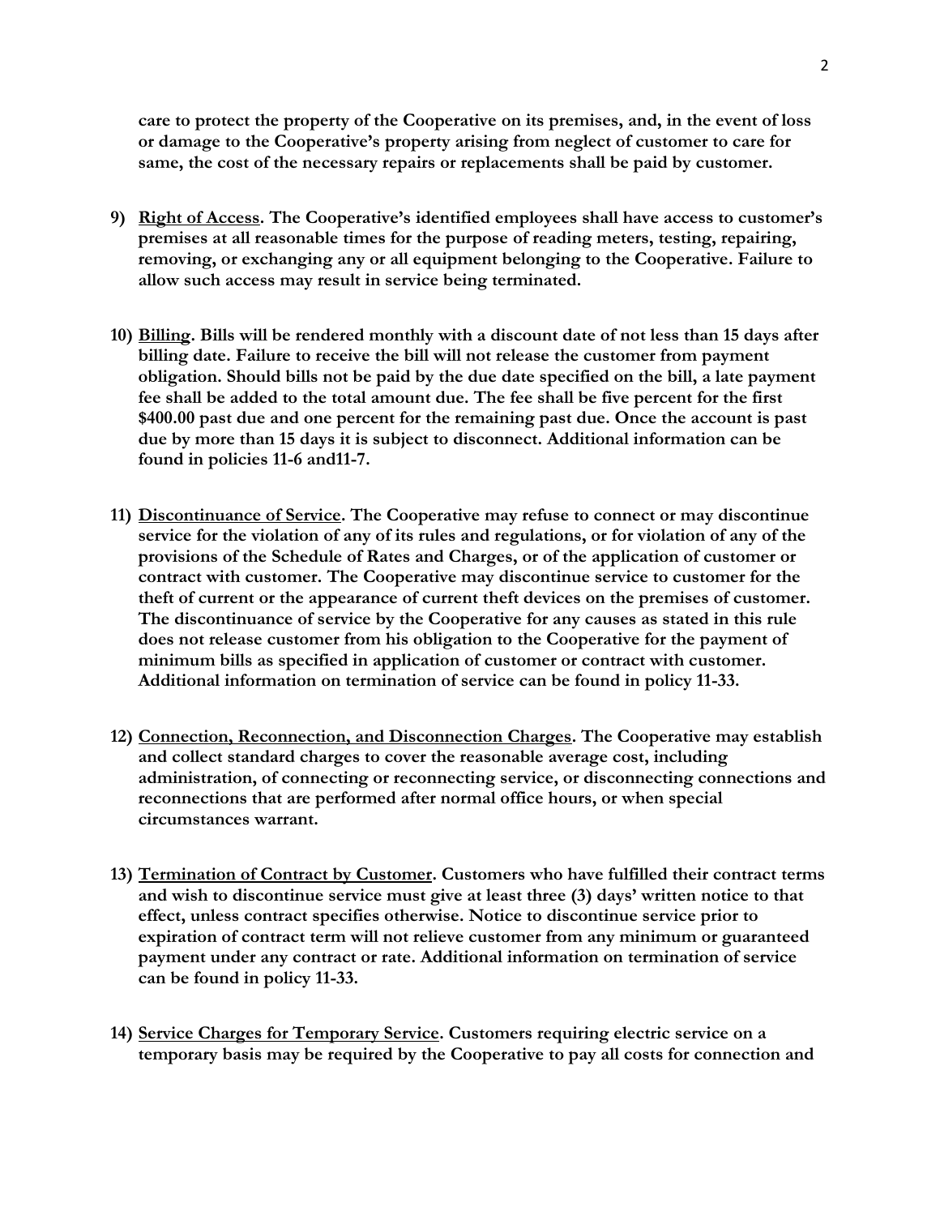**care to protect the property of the Cooperative on its premises, and, in the event of loss or damage to the Cooperative's property arising from neglect of customer to care for same, the cost of the necessary repairs or replacements shall be paid by customer.**

9) **<u>Right of Access</u>. The Cooperative's identified employees shall have access to customer's premises at all reasonable times for the purpose of reading meters, testing, repairing, removing, or exchanging any or all equipment belonging to the Cooperative. Failure to allow such access may result in service being terminated.**

10) **<u>Billing</u>. Bills will be rendered monthly with a discount date of not less than 15 days after billing date. Failure to receive the bill will not release the customer from payment obligation. Should bills not be paid by the due date specified on the bill, a late payment fee shall be added to the total amount due. The fee shall be five percent for the first $400.00 past due and one percent for the remaining past due. Once the account is past due by more than 15 days it is subject to disconnect. Additional information can be found in policies 11-6 and11-7.**

11) **<u>Discontinuance of Service</u>. The Cooperative may refuse to connect or may discontinue service for the violation of any of its rules and regulations, or for violation of any of the provisions of the Schedule of Rates and Charges, or of the application of customer or contract with customer. The Cooperative may discontinue service to customer for the theft of current or the appearance of current theft devices on the premises of customer. The discontinuance of service by the Cooperative for any causes as stated in this rule does not release customer from his obligation to the Cooperative for the payment of minimum bills as specified in application of customer or contract with customer. Additional information on termination of service can be found in policy 11-33.**

12) **<u>Connection, Reconnection, and Disconnection Charges</u>. The Cooperative may establish and collect standard charges to cover the reasonable average cost, including administration, of connecting or reconnecting service, or disconnecting connections and reconnections that are performed after normal office hours, or when special circumstances warrant.**

13) **<u>Termination of Contract by Customer</u>. Customers who have fulfilled their contract terms and wish to discontinue service must give at least three (3) days' written notice to that effect, unless contract specifies otherwise. Notice to discontinue service prior to expiration of contract term will not relieve customer from any minimum or guaranteed payment under any contract or rate. Additional information on termination of service can be found in policy 11-33.**

14) **<u>Service Charges for Temporary Service</u>. Customers requiring electric service on a temporary basis may be required by the Cooperative to pay all costs for connection and**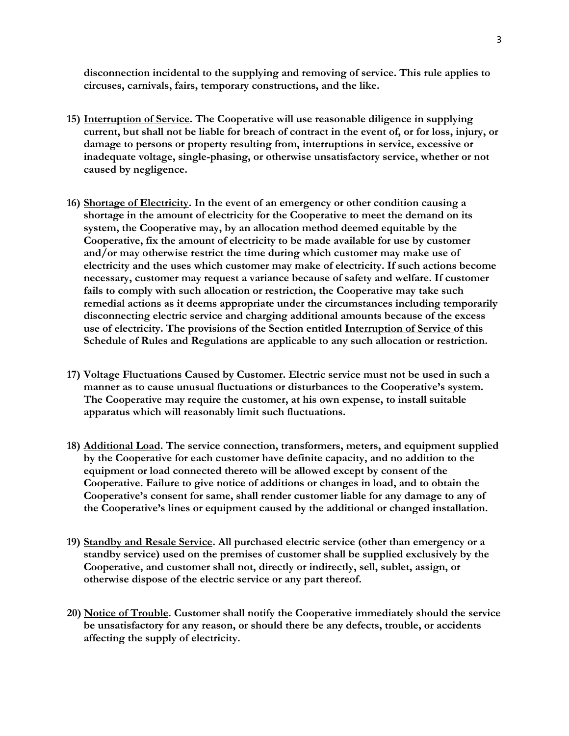**disconnection incidental to the supplying and removing of service. This rule applies to circuses, carnivals, fairs, temporary constructions, and the like.**

15) **<u>Interruption of Service</u>. The Cooperative will use reasonable diligence in supplying current, but shall not be liable for breach of contract in the event of, or for loss, injury, or damage to persons or property resulting from, interruptions in service, excessive or inadequate voltage, single-phasing, or otherwise unsatisfactory service, whether or not caused by negligence.**

16) **<u>Shortage of Electricity</u>. In the event of an emergency or other condition causing a shortage in the amount of electricity for the Cooperative to meet the demand on its system, the Cooperative may, by an allocation method deemed equitable by the Cooperative, fix the amount of electricity to be made available for use by customer and/or may otherwise restrict the time during which customer may make use of electricity and the uses which customer may make of electricity. If such actions become necessary, customer may request a variance because of safety and welfare. If customer fails to comply with such allocation or restriction, the Cooperative may take such remedial actions as it deems appropriate under the circumstances including temporarily disconnecting electric service and charging additional amounts because of the excess use of electricity. The provisions of the Section entitled <u>Interruption of Service</u> of this Schedule of Rules and Regulations are applicable to any such allocation or restriction.**

17) **<u>Voltage Fluctuations Caused by Customer</u>. Electric service must not be used in such a manner as to cause unusual fluctuations or disturbances to the Cooperative's system. The Cooperative may require the customer, at his own expense, to install suitable apparatus which will reasonably limit such fluctuations.**

18) **<u>Additional Load</u>. The service connection, transformers, meters, and equipment supplied by the Cooperative for each customer have definite capacity, and no addition to the equipment or load connected thereto will be allowed except by consent of the Cooperative. Failure to give notice of additions or changes in load, and to obtain the Cooperative's consent for same, shall render customer liable for any damage to any of the Cooperative's lines or equipment caused by the additional or changed installation.**

19) **<u>Standby and Resale Service</u>. All purchased electric service (other than emergency or a standby service) used on the premises of customer shall be supplied exclusively by the Cooperative, and customer shall not, directly or indirectly, sell, sublet, assign, or otherwise dispose of the electric service or any part thereof.**

20) **<u>Notice of Trouble</u>. Customer shall notify the Cooperative immediately should the service be unsatisfactory for any reason, or should there be any defects, trouble, or accidents affecting the supply of electricity.**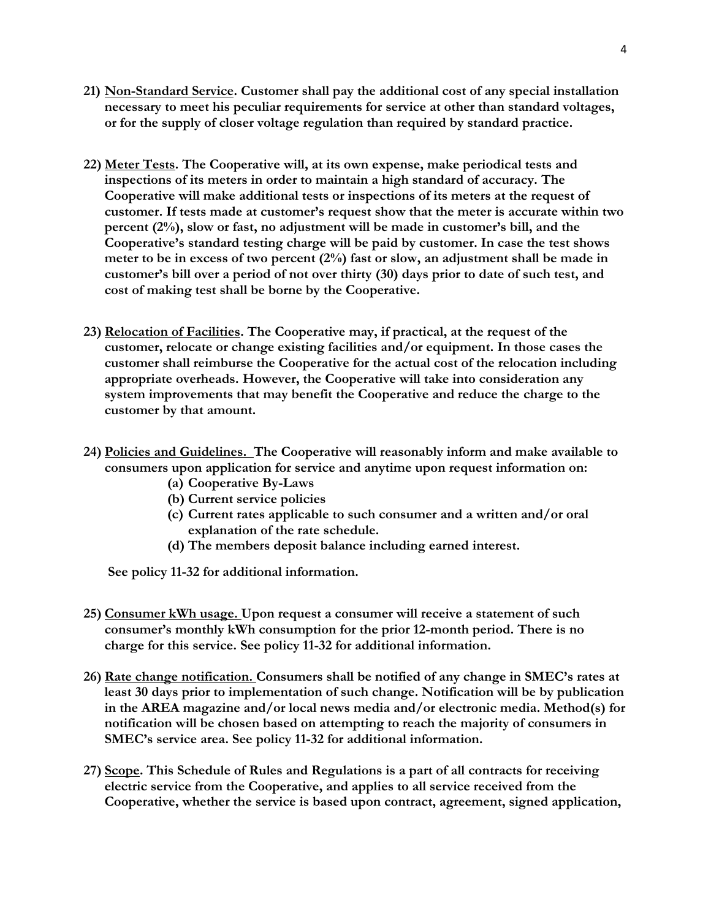**21) <u>Non-Standard Service</u>. Customer shall pay the additional cost of any special installation necessary to meet his peculiar requirements for service at other than standard voltages, or for the supply of closer voltage regulation than required by standard practice.**

**22) <u>Meter Tests</u>. The Cooperative will, at its own expense, make periodical tests and inspections of its meters in order to maintain a high standard of accuracy. The Cooperative will make additional tests or inspections of its meters at the request of customer. If tests made at customer's request show that the meter is accurate within two percent (2%), slow or fast, no adjustment will be made in customer's bill, and the Cooperative's standard testing charge will be paid by customer. In case the test shows meter to be in excess of two percent (2%) fast or slow, an adjustment shall be made in customer's bill over a period of not over thirty (30) days prior to date of such test, and cost of making test shall be borne by the Cooperative.**

**23) <u>Relocation of Facilities</u>. The Cooperative may, if practical, at the request of the customer, relocate or change existing facilities and/or equipment. In those cases the customer shall reimburse the Cooperative for the actual cost of the relocation including appropriate overheads. However, the Cooperative will take into consideration any system improvements that may benefit the Cooperative and reduce the charge to the customer by that amount.**

**24) <u>Policies and Guidelines.</u> The Cooperative will reasonably inform and make available to consumers upon application for service and anytime upon request information on:**

- **(a) Cooperative By-Laws**
- **(b) Current service policies**
- **(c) Current rates applicable to such consumer and a written and/or oral explanation of the rate schedule.**
- **(d) The members deposit balance including earned interest.**

**See policy 11-32 for additional information.**

**25) <u>Consumer kWh usage.</u> Upon request a consumer will receive a statement of such consumer's monthly kWh consumption for the prior 12-month period. There is no charge for this service. See policy 11-32 for additional information.**

**26) <u>Rate change notification.</u> Consumers shall be notified of any change in SMEC's rates at least 30 days prior to implementation of such change. Notification will be by publication in the AREA magazine and/or local news media and/or electronic media. Method(s) for notification will be chosen based on attempting to reach the majority of consumers in SMEC's service area. See policy 11-32 for additional information.**

**27) <u>Scope</u>. This Schedule of Rules and Regulations is a part of all contracts for receiving electric service from the Cooperative, and applies to all service received from the Cooperative, whether the service is based upon contract, agreement, signed application,**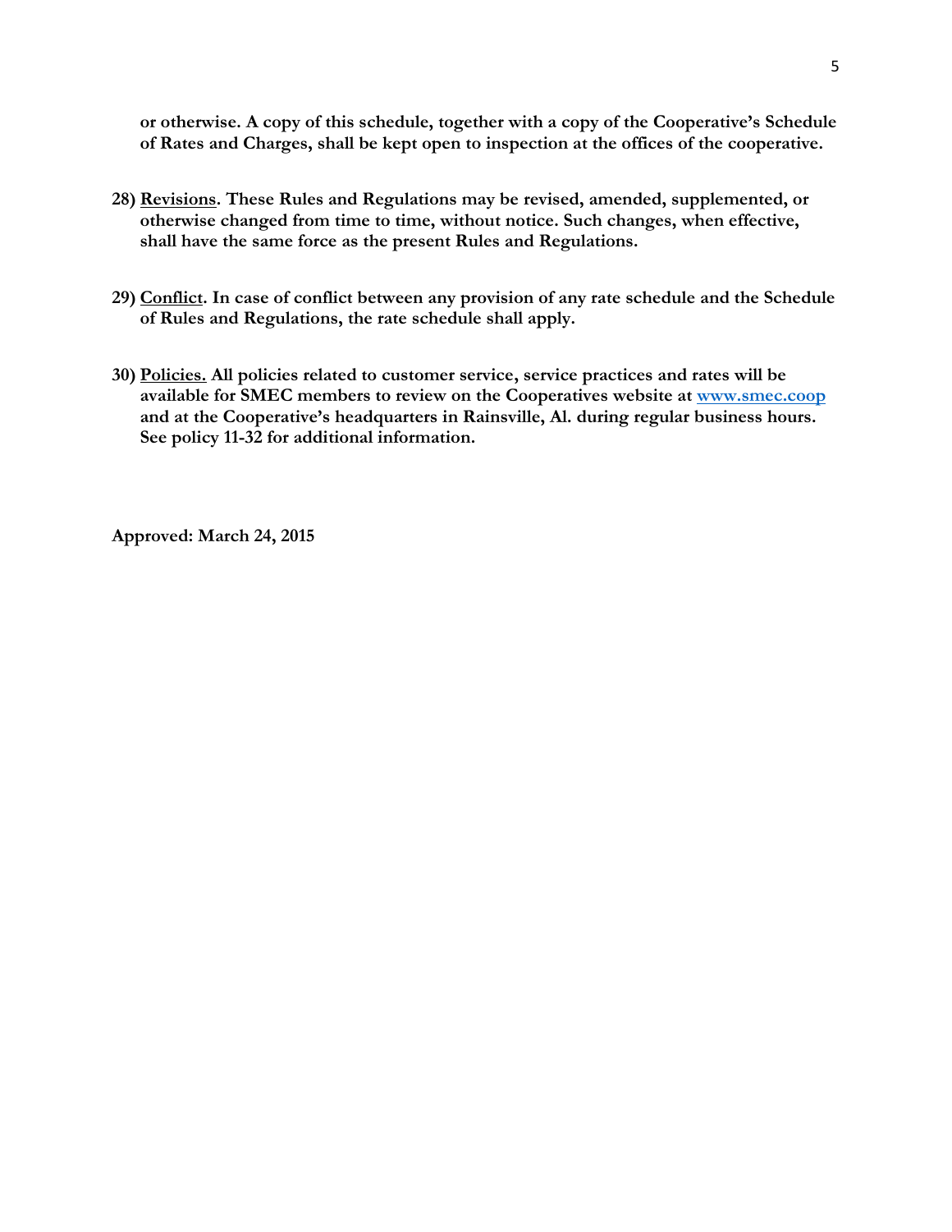**or otherwise. A copy of this schedule, together with a copy of the Cooperative's Schedule of Rates and Charges, shall be kept open to inspection at the offices of the cooperative.**

**28) <u>Revisions</u>. These Rules and Regulations may be revised, amended, supplemented, or otherwise changed from time to time, without notice. Such changes, when effective, shall have the same force as the present Rules and Regulations.**

**29) <u>Conflict</u>. In case of conflict between any provision of any rate schedule and the Schedule of Rules and Regulations, the rate schedule shall apply.**

**30) <u>Policies.</u> All policies related to customer service, service practices and rates will be available for SMEC members to review on the Cooperatives website at [www.smec.coop](http://www.smec.coop) and at the Cooperative's headquarters in Rainsville, Al. during regular business hours. See policy 11-32 for additional information.**

**Approved: March 24, 2015**